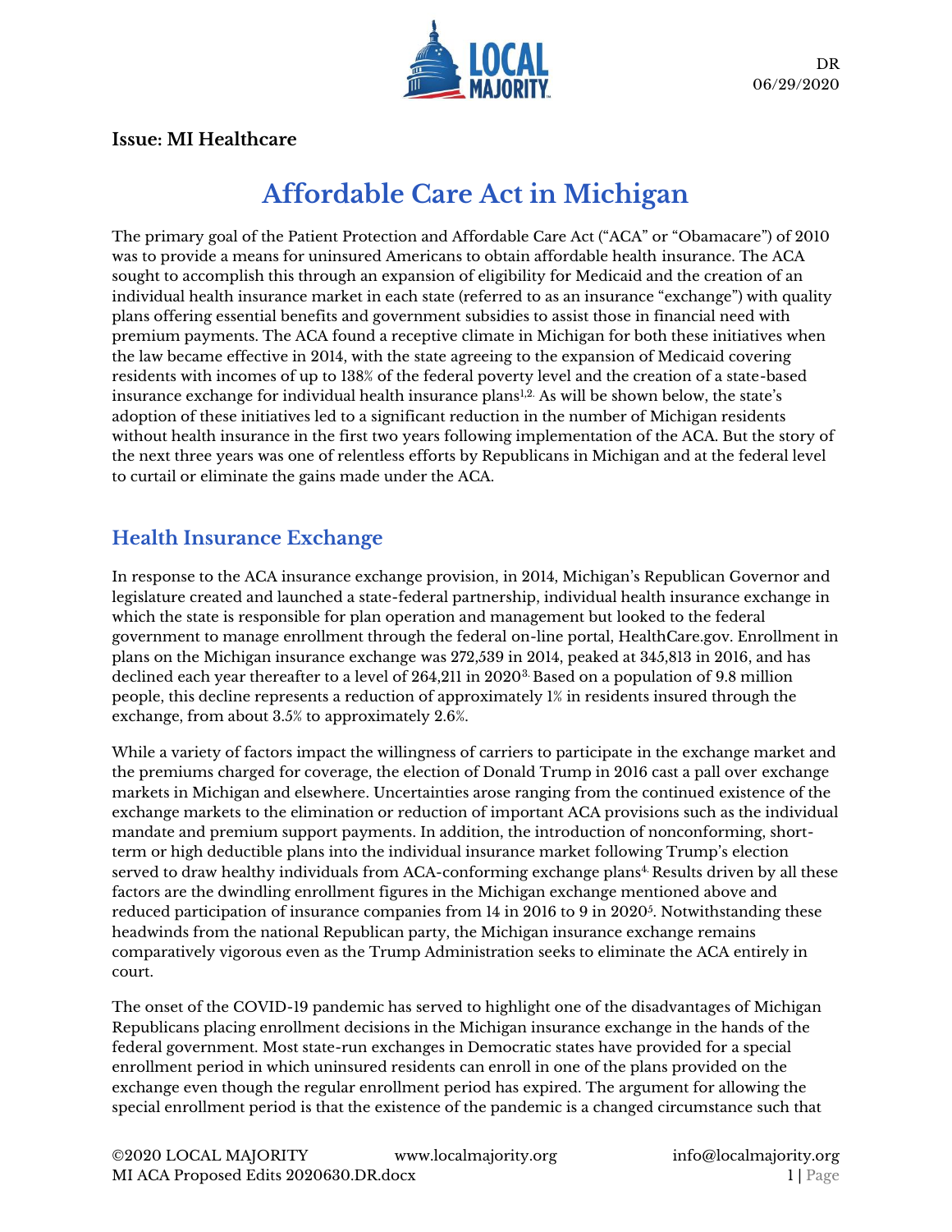DR
06/29/2020

**Issue: MI Healthcare**

# Affordable Care Act in Michigan

The primary goal of the Patient Protection and Affordable Care Act ("ACA" or "Obamacare") of 2010 was to provide a means for uninsured Americans to obtain affordable health insurance. The ACA sought to accomplish this through an expansion of eligibility for Medicaid and the creation of an individual health insurance market in each state (referred to as an insurance "exchange") with quality plans offering essential benefits and government subsidies to assist those in financial need with premium payments. The ACA found a receptive climate in Michigan for both these initiatives when the law became effective in 2014, with the state agreeing to the expansion of Medicaid covering residents with incomes of up to 138% of the federal poverty level and the creation of a state-based insurance exchange for individual health insurance plans[1,2]. As will be shown below, the state's adoption of these initiatives led to a significant reduction in the number of Michigan residents without health insurance in the first two years following implementation of the ACA. But the story of the next three years was one of relentless efforts by Republicans in Michigan and at the federal level to curtail or eliminate the gains made under the ACA.

## Health Insurance Exchange

In response to the ACA insurance exchange provision, in 2014, Michigan's Republican Governor and legislature created and launched a state-federal partnership, individual health insurance exchange in which the state is responsible for plan operation and management but looked to the federal government to manage enrollment through the federal on-line portal, HealthCare.gov. Enrollment in plans on the Michigan insurance exchange was 272,539 in 2014, peaked at 345,813 in 2016, and has declined each year thereafter to a level of 264,211 in 2020[3]. Based on a population of 9.8 million people, this decline represents a reduction of approximately 1% in residents insured through the exchange, from about 3.5% to approximately 2.6%.

While a variety of factors impact the willingness of carriers to participate in the exchange market and the premiums charged for coverage, the election of Donald Trump in 2016 cast a pall over exchange markets in Michigan and elsewhere. Uncertainties arose ranging from the continued existence of the exchange markets to the elimination or reduction of important ACA provisions such as the individual mandate and premium support payments. In addition, the introduction of nonconforming, short-term or high deductible plans into the individual insurance market following Trump's election served to draw healthy individuals from ACA-conforming exchange plans[4]. Results driven by all these factors are the dwindling enrollment figures in the Michigan exchange mentioned above and reduced participation of insurance companies from 14 in 2016 to 9 in 2020[5]. Notwithstanding these headwinds from the national Republican party, the Michigan insurance exchange remains comparatively vigorous even as the Trump Administration seeks to eliminate the ACA entirely in court.

The onset of the COVID-19 pandemic has served to highlight one of the disadvantages of Michigan Republicans placing enrollment decisions in the Michigan insurance exchange in the hands of the federal government. Most state-run exchanges in Democratic states have provided for a special enrollment period in which uninsured residents can enroll in one of the plans provided on the exchange even though the regular enrollment period has expired. The argument for allowing the special enrollment period is that the existence of the pandemic is a changed circumstance such that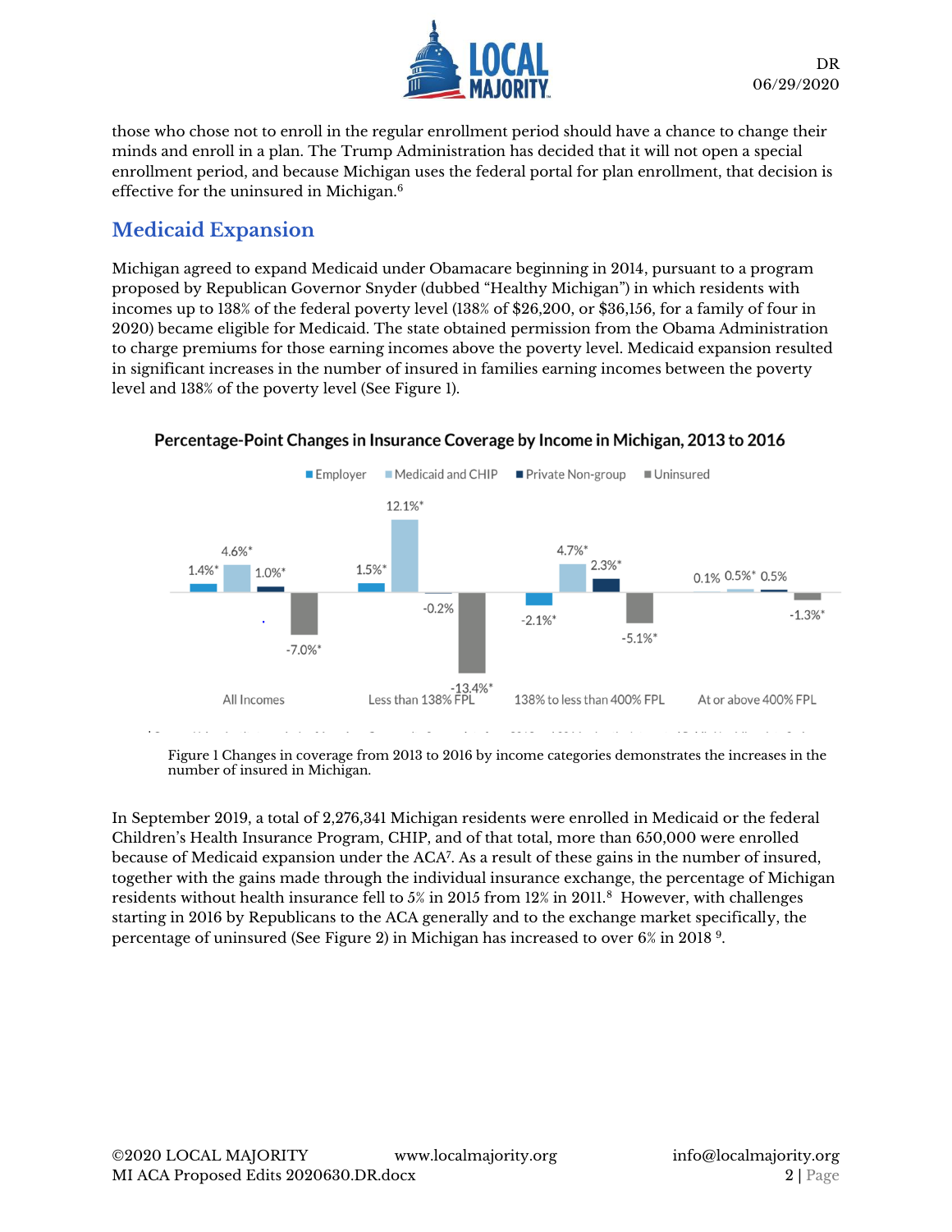those who chose not to enroll in the regular enrollment period should have a chance to change their minds and enroll in a plan. The Trump Administration has decided that it will not open a special enrollment period, and because Michigan uses the federal portal for plan enrollment, that decision is effective for the uninsured in Michigan.[6]

## Medicaid Expansion

Michigan agreed to expand Medicaid under Obamacare beginning in 2014, pursuant to a program proposed by Republican Governor Snyder (dubbed "Healthy Michigan") in which residents with incomes up to 138% of the federal poverty level (138% of $26,200, or $36,156, for a family of four in 2020) became eligible for Medicaid. The state obtained permission from the Obama Administration to charge premiums for those earning incomes above the poverty level. Medicaid expansion resulted in significant increases in the number of insured in families earning incomes between the poverty level and 138% of the poverty level (See Figure 1).

**Percentage-Point Changes in Insurance Coverage by Income in Michigan, 2013 to 2016**

| | Employer | Medicaid and CHIP | Private Non-group | Uninsured |
|---|---|---|---|---|
| All Incomes | 1.4%* | 4.6%* | 1.0%* | -7.0%* |
| Less than 138% FPL | 1.5%* | 12.1%* | -0.2% | -13.4%* |
| 138% to less than 400% FPL | -2.1%* | 4.7%* | 2.3%* | -5.1%* |
| At or above 400% FPL | 0.1% | 0.5%* | 0.5% | -1.3%* |

Figure 1 Changes in coverage from 2013 to 2016 by income categories demonstrates the increases in the number of insured in Michigan.

In September 2019, a total of 2,276,341 Michigan residents were enrolled in Medicaid or the federal Children's Health Insurance Program, CHIP, and of that total, more than 650,000 were enrolled because of Medicaid expansion under the ACA[7]. As a result of these gains in the number of insured, together with the gains made through the individual insurance exchange, the percentage of Michigan residents without health insurance fell to 5% in 2015 from 12% in 2011.[8] However, with challenges starting in 2016 by Republicans to the ACA generally and to the exchange market specifically, the percentage of uninsured (See Figure 2) in Michigan has increased to over 6% in 2018 [9].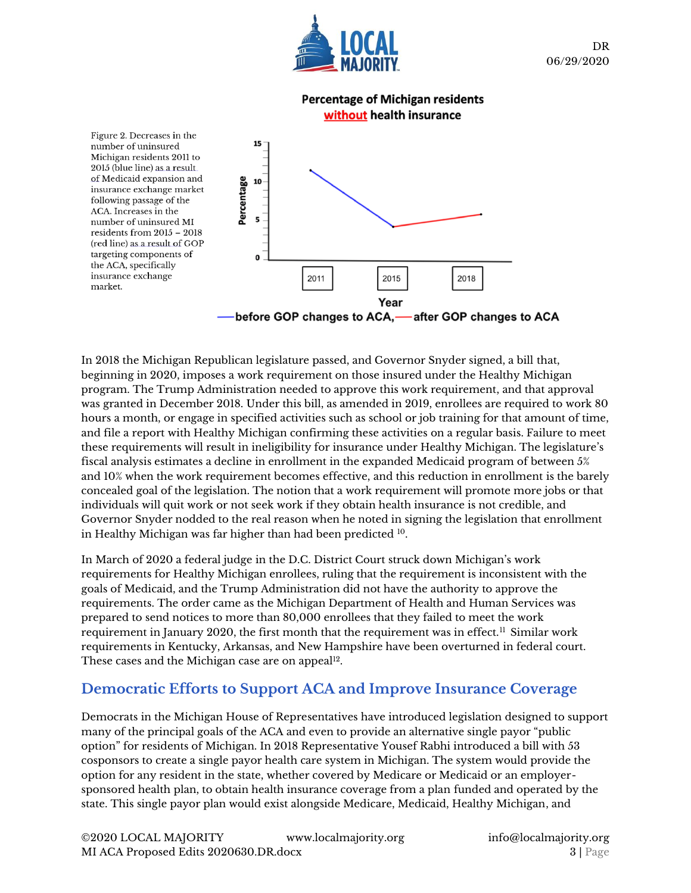Percentage of Michigan residents **without** health insurance

Figure 2. Decreases in the number of uninsured Michigan residents 2011 to 2015 (blue line) as a result of Medicaid expansion and insurance exchange market following passage of the ACA. Increases in the number of uninsured MI residents from 2015 – 2018 (red line) as a result of GOP targeting components of the ACA, specifically insurance exchange market.

—before GOP changes to ACA, —after GOP changes to ACA

In 2018 the Michigan Republican legislature passed, and Governor Snyder signed, a bill that, beginning in 2020, imposes a work requirement on those insured under the Healthy Michigan program. The Trump Administration needed to approve this work requirement, and that approval was granted in December 2018. Under this bill, as amended in 2019, enrollees are required to work 80 hours a month, or engage in specified activities such as school or job training for that amount of time, and file a report with Healthy Michigan confirming these activities on a regular basis. Failure to meet these requirements will result in ineligibility for insurance under Healthy Michigan. The legislature's fiscal analysis estimates a decline in enrollment in the expanded Medicaid program of between 5% and 10% when the work requirement becomes effective, and this reduction in enrollment is the barely concealed goal of the legislation. The notion that a work requirement will promote more jobs or that individuals will quit work or not seek work if they obtain health insurance is not credible, and Governor Snyder nodded to the real reason when he noted in signing the legislation that enrollment in Healthy Michigan was far higher than had been predicted [10].

In March of 2020 a federal judge in the D.C. District Court struck down Michigan's work requirements for Healthy Michigan enrollees, ruling that the requirement is inconsistent with the goals of Medicaid, and the Trump Administration did not have the authority to approve the requirements. The order came as the Michigan Department of Health and Human Services was prepared to send notices to more than 80,000 enrollees that they failed to meet the work requirement in January 2020, the first month that the requirement was in effect.[11] Similar work requirements in Kentucky, Arkansas, and New Hampshire have been overturned in federal court. These cases and the Michigan case are on appeal[12].

## Democratic Efforts to Support ACA and Improve Insurance Coverage

Democrats in the Michigan House of Representatives have introduced legislation designed to support many of the principal goals of the ACA and even to provide an alternative single payor "public option" for residents of Michigan. In 2018 Representative Yousef Rabhi introduced a bill with 53 cosponsors to create a single payor health care system in Michigan. The system would provide the option for any resident in the state, whether covered by Medicare or Medicaid or an employer-sponsored health plan, to obtain health insurance coverage from a plan funded and operated by the state. This single payor plan would exist alongside Medicare, Medicaid, Healthy Michigan, and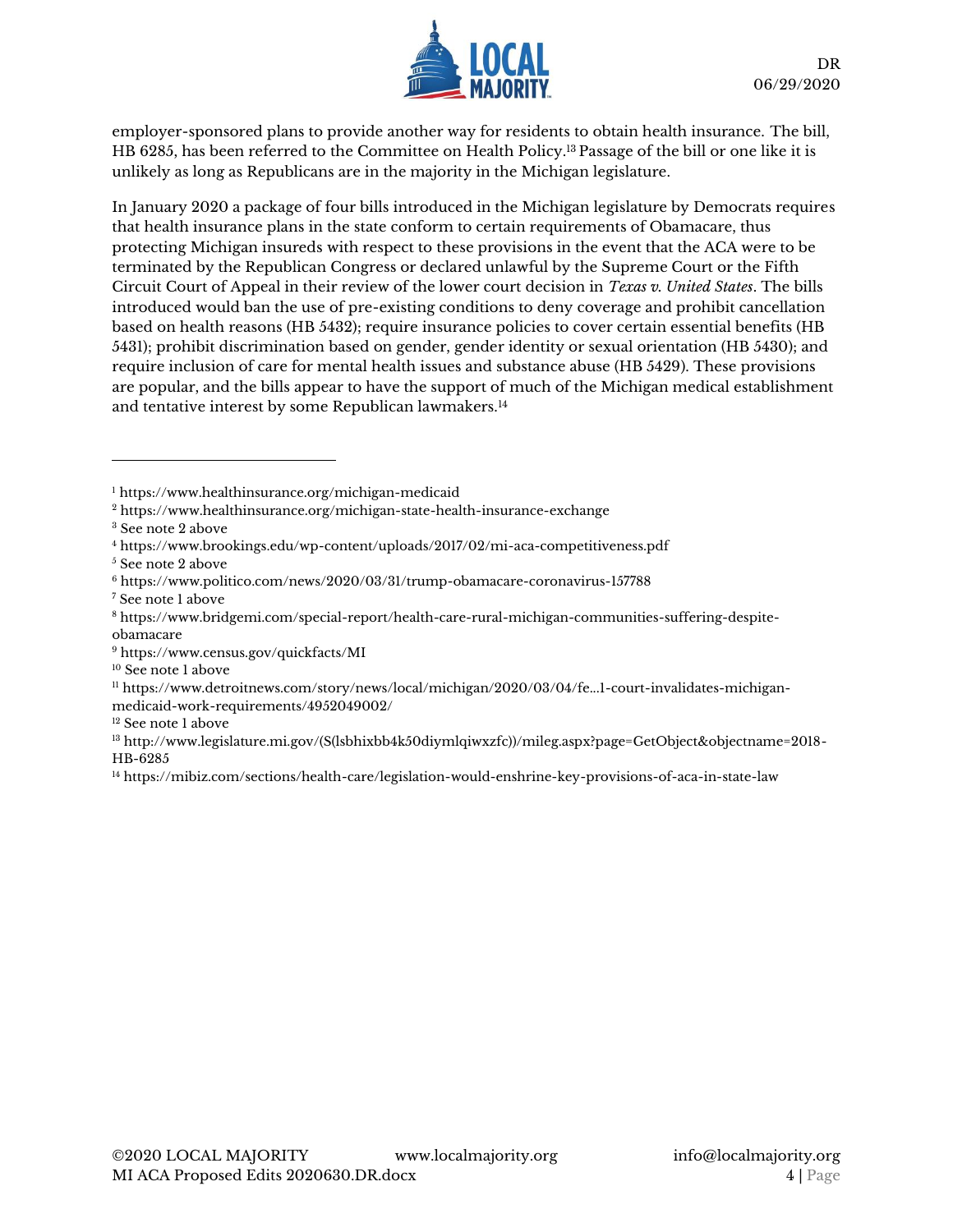employer-sponsored plans to provide another way for residents to obtain health insurance. The bill, HB 6285, has been referred to the Committee on Health Policy.[13] Passage of the bill or one like it is unlikely as long as Republicans are in the majority in the Michigan legislature.

In January 2020 a package of four bills introduced in the Michigan legislature by Democrats requires that health insurance plans in the state conform to certain requirements of Obamacare, thus protecting Michigan insureds with respect to these provisions in the event that the ACA were to be terminated by the Republican Congress or declared unlawful by the Supreme Court or the Fifth Circuit Court of Appeal in their review of the lower court decision in *Texas v. United States*. The bills introduced would ban the use of pre-existing conditions to deny coverage and prohibit cancellation based on health reasons (HB 5432); require insurance policies to cover certain essential benefits (HB 5431); prohibit discrimination based on gender, gender identity or sexual orientation (HB 5430); and require inclusion of care for mental health issues and substance abuse (HB 5429). These provisions are popular, and the bills appear to have the support of much of the Michigan medical establishment and tentative interest by some Republican lawmakers.[14]

---

[1] https://www.healthinsurance.org/michigan-medicaid
[2] https://www.healthinsurance.org/michigan-state-health-insurance-exchange
[3] See note 2 above
[4] https://www.brookings.edu/wp-content/uploads/2017/02/mi-aca-competitiveness.pdf
[5] See note 2 above
[6] https://www.politico.com/news/2020/03/31/trump-obamacare-coronavirus-157788
[7] See note 1 above
[8] https://www.bridgemi.com/special-report/health-care-rural-michigan-communities-suffering-despite-obamacare
[9] https://www.census.gov/quickfacts/MI
[10] See note 1 above
[11] https://www.detroitnews.com/story/news/local/michigan/2020/03/04/fe...1-court-invalidates-michigan-medicaid-work-requirements/4952049002/
[12] See note 1 above
[13] http://www.legislature.mi.gov/(S(lsbhixbb4k50diymlqiwxzfc))/mileg.aspx?page=GetObject&objectname=2018-HB-6285
[14] https://mibiz.com/sections/health-care/legislation-would-enshrine-key-provisions-of-aca-in-state-law